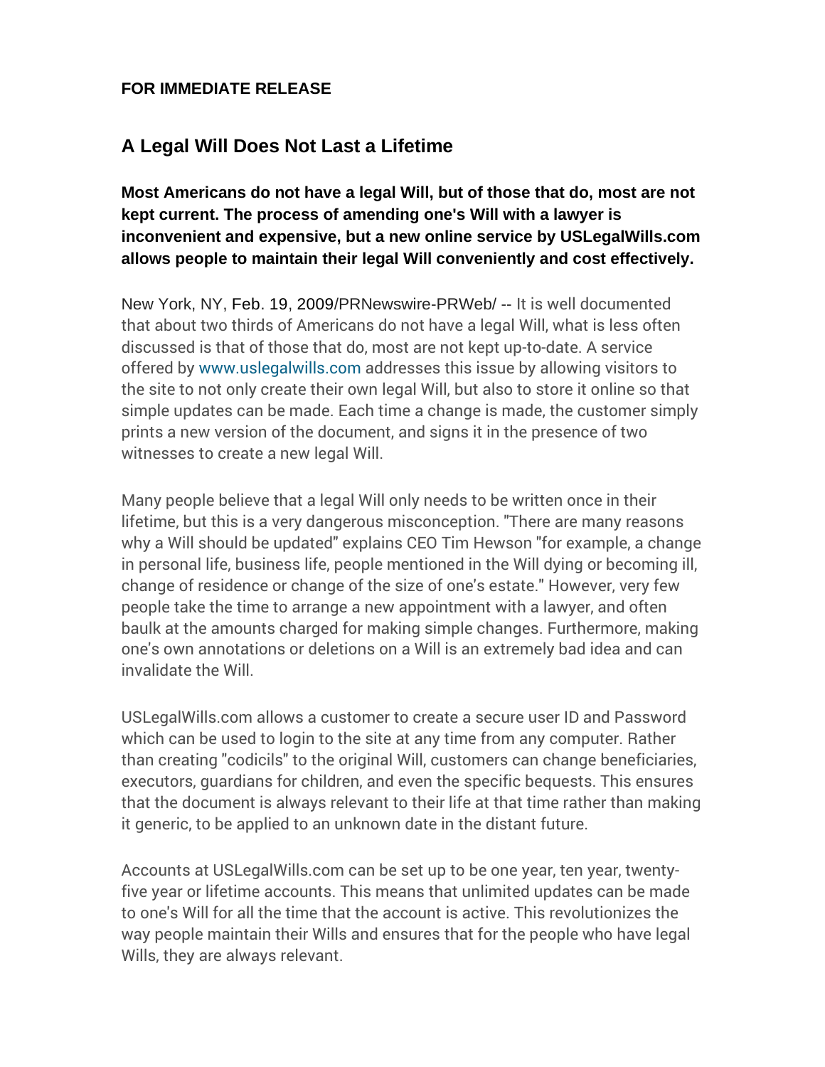**FOR IMMEDIATE RELEASE**

## A Legal Will Does Not Last a Lifetime

**Most Americans do not have a legal Will, but of those that do, most are not kept current. The process of amending one's Will with a lawyer is inconvenient and expensive, but a new online service by USLegalWills.com allows people to maintain their legal Will conveniently and cost effectively.**

New York, NY, Feb. 19, 2009/PRNewswire-PRWeb/ -- It is well documented that about two thirds of Americans do not have a legal Will, what is less often discussed is that of those that do, most are not kept up-to-date. A service offered by www.uslegalwills.com addresses this issue by allowing visitors to the site to not only create their own legal Will, but also to store it online so that simple updates can be made. Each time a change is made, the customer simply prints a new version of the document, and signs it in the presence of two witnesses to create a new legal Will.

Many people believe that a legal Will only needs to be written once in their lifetime, but this is a very dangerous misconception. "There are many reasons why a Will should be updated" explains CEO Tim Hewson "for example, a change in personal life, business life, people mentioned in the Will dying or becoming ill, change of residence or change of the size of one's estate." However, very few people take the time to arrange a new appointment with a lawyer, and often baulk at the amounts charged for making simple changes. Furthermore, making one's own annotations or deletions on a Will is an extremely bad idea and can invalidate the Will.

USLegalWills.com allows a customer to create a secure user ID and Password which can be used to login to the site at any time from any computer. Rather than creating "codicils" to the original Will, customers can change beneficiaries, executors, guardians for children, and even the specific bequests. This ensures that the document is always relevant to their life at that time rather than making it generic, to be applied to an unknown date in the distant future.

Accounts at USLegalWills.com can be set up to be one year, ten year, twenty-five year or lifetime accounts. This means that unlimited updates can be made to one's Will for all the time that the account is active. This revolutionizes the way people maintain their Wills and ensures that for the people who have legal Wills, they are always relevant.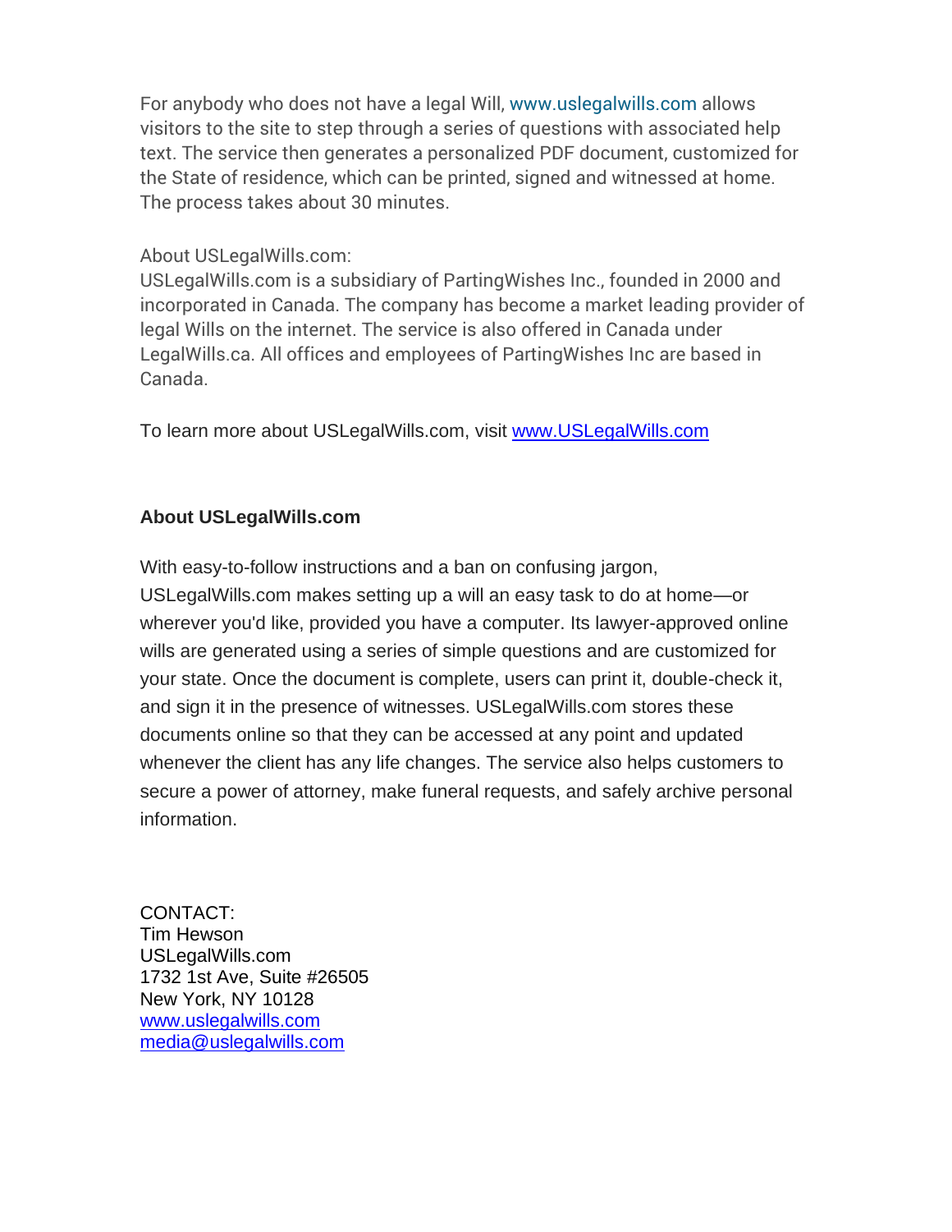For anybody who does not have a legal Will, www.uslegalwills.com allows visitors to the site to step through a series of questions with associated help text. The service then generates a personalized PDF document, customized for the State of residence, which can be printed, signed and witnessed at home. The process takes about 30 minutes.

About USLegalWills.com:
USLegalWills.com is a subsidiary of PartingWishes Inc., founded in 2000 and incorporated in Canada. The company has become a market leading provider of legal Wills on the internet. The service is also offered in Canada under LegalWills.ca. All offices and employees of PartingWishes Inc are based in Canada.

To learn more about USLegalWills.com, visit www.USLegalWills.com

**About USLegalWills.com**

With easy-to-follow instructions and a ban on confusing jargon, USLegalWills.com makes setting up a will an easy task to do at home—or wherever you'd like, provided you have a computer. Its lawyer-approved online wills are generated using a series of simple questions and are customized for your state. Once the document is complete, users can print it, double-check it, and sign it in the presence of witnesses. USLegalWills.com stores these documents online so that they can be accessed at any point and updated whenever the client has any life changes. The service also helps customers to secure a power of attorney, make funeral requests, and safely archive personal information.

CONTACT:
Tim Hewson
USLegalWills.com
1732 1st Ave, Suite #26505
New York, NY 10128
www.uslegalwills.com
media@uslegalwills.com